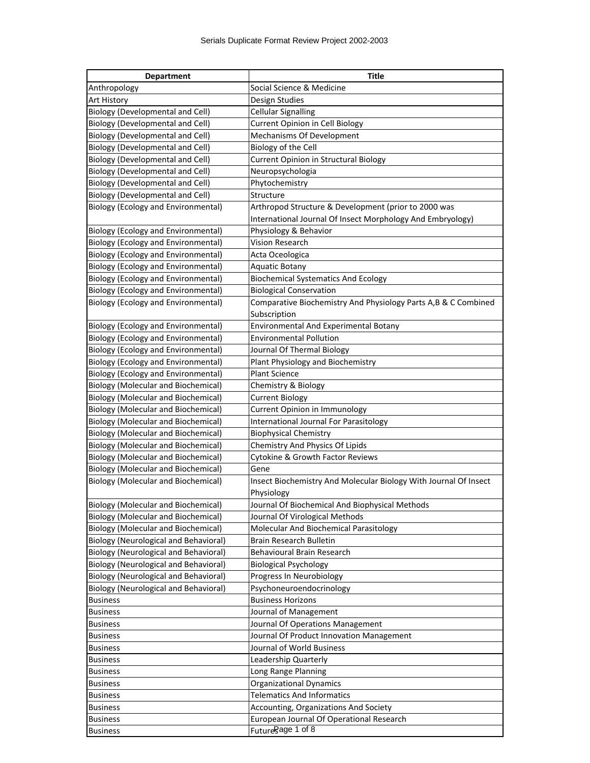# Serials Duplicate Format Review Project 2002-2003

| Department | Title |
|---|---|
| Anthropology | Social Science & Medicine |
| Art History | Design Studies |
| Biology (Developmental and Cell) | Cellular Signalling |
| Biology (Developmental and Cell) | Current Opinion in Cell Biology |
| Biology (Developmental and Cell) | Mechanisms Of Development |
| Biology (Developmental and Cell) | Biology of the Cell |
| Biology (Developmental and Cell) | Current Opinion in Structural Biology |
| Biology (Developmental and Cell) | Neuropsychologia |
| Biology (Developmental and Cell) | Phytochemistry |
| Biology (Developmental and Cell) | Structure |
| Biology (Ecology and Environmental) | Arthropod Structure & Development (prior to 2000 was International Journal Of Insect Morphology And Embryology) |
| Biology (Ecology and Environmental) | Physiology & Behavior |
| Biology (Ecology and Environmental) | Vision Research |
| Biology (Ecology and Environmental) | Acta Oceologica |
| Biology (Ecology and Environmental) | Aquatic Botany |
| Biology (Ecology and Environmental) | Biochemical Systematics And Ecology |
| Biology (Ecology and Environmental) | Biological Conservation |
| Biology (Ecology and Environmental) | Comparative Biochemistry And Physiology Parts A,B & C Combined Subscription |
| Biology (Ecology and Environmental) | Environmental And Experimental Botany |
| Biology (Ecology and Environmental) | Environmental Pollution |
| Biology (Ecology and Environmental) | Journal Of Thermal Biology |
| Biology (Ecology and Environmental) | Plant Physiology and Biochemistry |
| Biology (Ecology and Environmental) | Plant Science |
| Biology (Molecular and Biochemical) | Chemistry & Biology |
| Biology (Molecular and Biochemical) | Current Biology |
| Biology (Molecular and Biochemical) | Current Opinion in Immunology |
| Biology (Molecular and Biochemical) | International Journal For Parasitology |
| Biology (Molecular and Biochemical) | Biophysical Chemistry |
| Biology (Molecular and Biochemical) | Chemistry And Physics Of Lipids |
| Biology (Molecular and Biochemical) | Cytokine & Growth Factor Reviews |
| Biology (Molecular and Biochemical) | Gene |
| Biology (Molecular and Biochemical) | Insect Biochemistry And Molecular Biology With Journal Of Insect Physiology |
| Biology (Molecular and Biochemical) | Journal Of Biochemical And Biophysical Methods |
| Biology (Molecular and Biochemical) | Journal Of Virological Methods |
| Biology (Molecular and Biochemical) | Molecular And Biochemical Parasitology |
| Biology (Neurological and Behavioral) | Brain Research Bulletin |
| Biology (Neurological and Behavioral) | Behavioural Brain Research |
| Biology (Neurological and Behavioral) | Biological Psychology |
| Biology (Neurological and Behavioral) | Progress In Neurobiology |
| Biology (Neurological and Behavioral) | Psychoneuroendocrinology |
| Business | Business Horizons |
| Business | Journal of Management |
| Business | Journal Of Operations Management |
| Business | Journal Of Product Innovation Management |
| Business | Journal of World Business |
| Business | Leadership Quarterly |
| Business | Long Range Planning |
| Business | Organizational Dynamics |
| Business | Telematics And Informatics |
| Business | Accounting, Organizations And Society |
| Business | European Journal Of Operational Research |
| Business | Futures |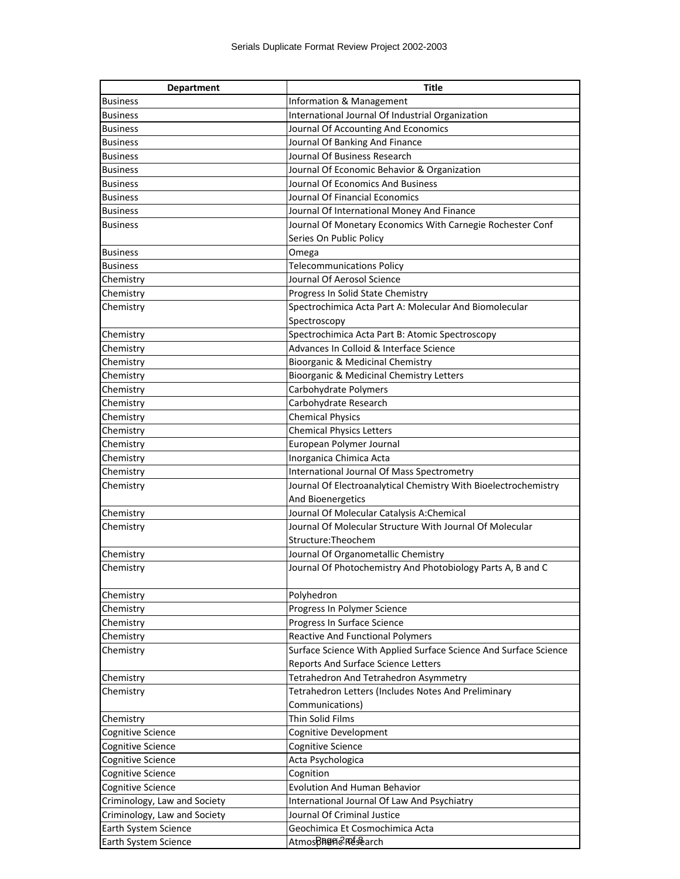| Department | Title |
| --- | --- |
| Business | Information & Management |
| Business | International Journal Of Industrial Organization |
| Business | Journal Of Accounting And Economics |
| Business | Journal Of Banking And Finance |
| Business | Journal Of Business Research |
| Business | Journal Of Economic Behavior & Organization |
| Business | Journal Of Economics And Business |
| Business | Journal Of Financial Economics |
| Business | Journal Of International Money And Finance |
| Business | Journal Of Monetary Economics With Carnegie Rochester Conf Series On Public Policy |
| Business | Omega |
| Business | Telecommunications Policy |
| Chemistry | Journal Of Aerosol Science |
| Chemistry | Progress In Solid State Chemistry |
| Chemistry | Spectrochimica Acta Part A: Molecular And Biomolecular Spectroscopy |
| Chemistry | Spectrochimica Acta Part B: Atomic Spectroscopy |
| Chemistry | Advances In Colloid & Interface Science |
| Chemistry | Bioorganic & Medicinal Chemistry |
| Chemistry | Bioorganic & Medicinal Chemistry Letters |
| Chemistry | Carbohydrate Polymers |
| Chemistry | Carbohydrate Research |
| Chemistry | Chemical Physics |
| Chemistry | Chemical Physics Letters |
| Chemistry | European Polymer Journal |
| Chemistry | Inorganica Chimica Acta |
| Chemistry | International Journal Of Mass Spectrometry |
| Chemistry | Journal Of Electroanalytical Chemistry With Bioelectrochemistry And Bioenergetics |
| Chemistry | Journal Of Molecular Catalysis A:Chemical |
| Chemistry | Journal Of Molecular Structure With Journal Of Molecular Structure:Theochem |
| Chemistry | Journal Of Organometallic Chemistry |
| Chemistry | Journal Of Photochemistry And Photobiology Parts A, B and C |
| Chemistry | Polyhedron |
| Chemistry | Progress In Polymer Science |
| Chemistry | Progress In Surface Science |
| Chemistry | Reactive And Functional Polymers |
| Chemistry | Surface Science With Applied Surface Science And Surface Science Reports And Surface Science Letters |
| Chemistry | Tetrahedron And Tetrahedron Asymmetry |
| Chemistry | Tetrahedron Letters (Includes Notes And Preliminary Communications) |
| Chemistry | Thin Solid Films |
| Cognitive Science | Cognitive Development |
| Cognitive Science | Cognitive Science |
| Cognitive Science | Acta Psychologica |
| Cognitive Science | Cognition |
| Cognitive Science | Evolution And Human Behavior |
| Criminology, Law and Society | International Journal Of Law And Psychiatry |
| Criminology, Law and Society | Journal Of Criminal Justice |
| Earth System Science | Geochimica Et Cosmochimica Acta |
| Earth System Science | Atmospheric Research |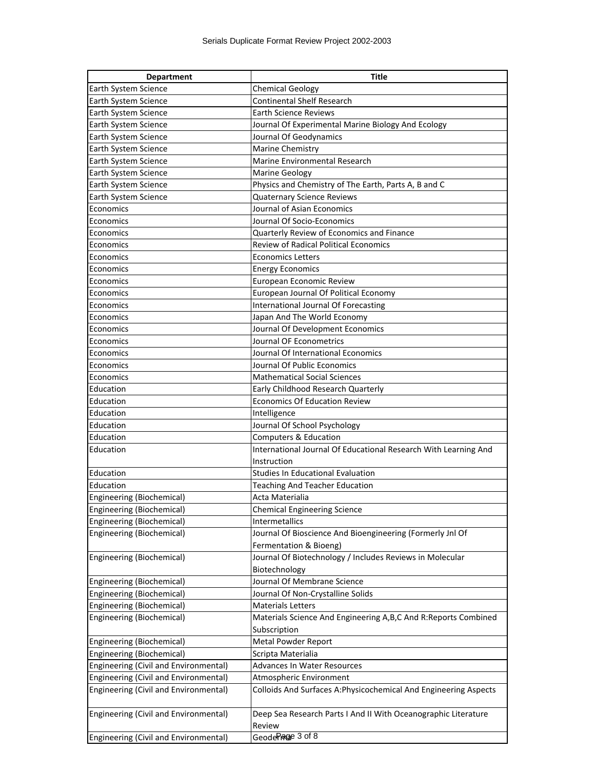| Department | Title |
|---|---|
| Earth System Science | Chemical Geology |
| Earth System Science | Continental Shelf Research |
| Earth System Science | Earth Science Reviews |
| Earth System Science | Journal Of Experimental Marine Biology And Ecology |
| Earth System Science | Journal Of Geodynamics |
| Earth System Science | Marine Chemistry |
| Earth System Science | Marine Environmental Research |
| Earth System Science | Marine Geology |
| Earth System Science | Physics and Chemistry of The Earth, Parts A, B and C |
| Earth System Science | Quaternary Science Reviews |
| Economics | Journal of Asian Economics |
| Economics | Journal Of Socio-Economics |
| Economics | Quarterly Review of Economics and Finance |
| Economics | Review of Radical Political Economics |
| Economics | Economics Letters |
| Economics | Energy Economics |
| Economics | European Economic Review |
| Economics | European Journal Of Political Economy |
| Economics | International Journal Of Forecasting |
| Economics | Japan And The World Economy |
| Economics | Journal Of Development Economics |
| Economics | Journal OF Econometrics |
| Economics | Journal Of International Economics |
| Economics | Journal Of Public Economics |
| Economics | Mathematical Social Sciences |
| Education | Early Childhood Research Quarterly |
| Education | Economics Of Education Review |
| Education | Intelligence |
| Education | Journal Of School Psychology |
| Education | Computers & Education |
| Education | International Journal Of Educational Research With Learning And Instruction |
| Education | Studies In Educational Evaluation |
| Education | Teaching And Teacher Education |
| Engineering (Biochemical) | Acta Materialia |
| Engineering (Biochemical) | Chemical Engineering Science |
| Engineering (Biochemical) | Intermetallics |
| Engineering (Biochemical) | Journal Of Bioscience And Bioengineering (Formerly Jnl Of Fermentation & Bioeng) |
| Engineering (Biochemical) | Journal Of Biotechnology / Includes Reviews in Molecular Biotechnology |
| Engineering (Biochemical) | Journal Of Membrane Science |
| Engineering (Biochemical) | Journal Of Non-Crystalline Solids |
| Engineering (Biochemical) | Materials Letters |
| Engineering (Biochemical) | Materials Science And Engineering A,B,C And R:Reports Combined Subscription |
| Engineering (Biochemical) | Metal Powder Report |
| Engineering (Biochemical) | Scripta Materialia |
| Engineering (Civil and Environmental) | Advances In Water Resources |
| Engineering (Civil and Environmental) | Atmospheric Environment |
| Engineering (Civil and Environmental) | Colloids And Surfaces A:Physicochemical And Engineering Aspects |
| Engineering (Civil and Environmental) | Deep Sea Research Parts I And II With Oceanographic Literature Review |
| Engineering (Civil and Environmental) | Geoderma |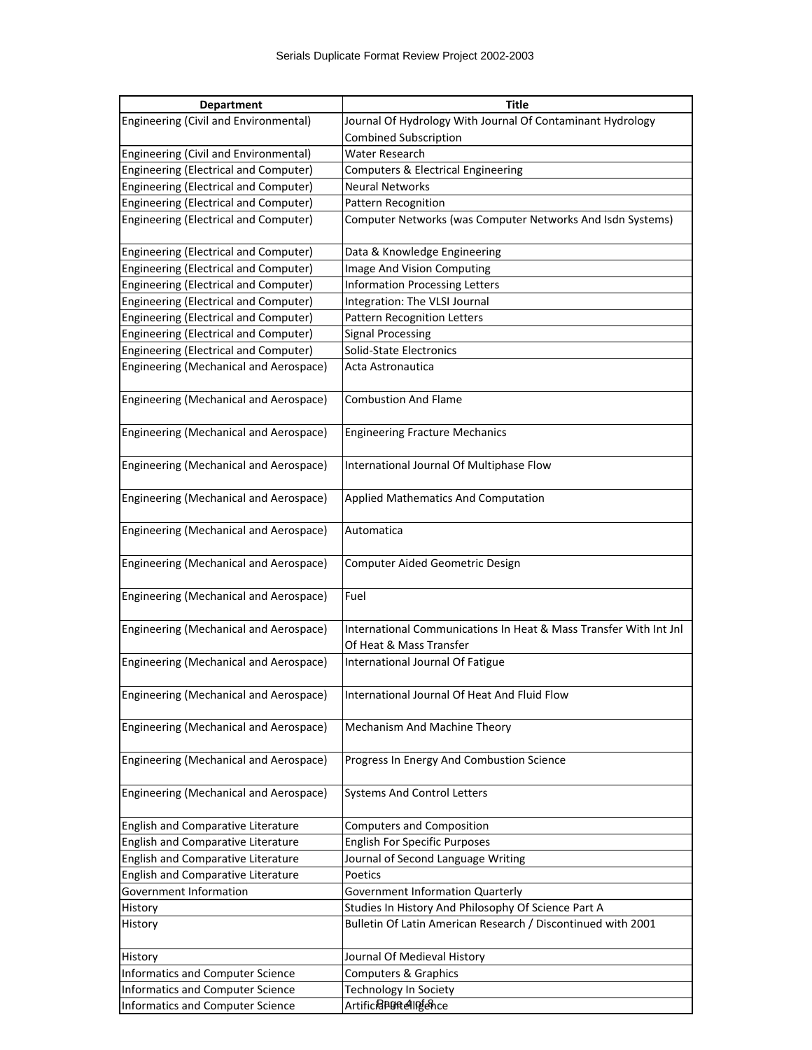| Department | Title |
|---|---|
| Engineering (Civil and Environmental) | Journal Of Hydrology With Journal Of Contaminant Hydrology Combined Subscription |
| Engineering (Civil and Environmental) | Water Research |
| Engineering (Electrical and Computer) | Computers & Electrical Engineering |
| Engineering (Electrical and Computer) | Neural Networks |
| Engineering (Electrical and Computer) | Pattern Recognition |
| Engineering (Electrical and Computer) | Computer Networks (was Computer Networks And Isdn Systems) |
| Engineering (Electrical and Computer) | Data & Knowledge Engineering |
| Engineering (Electrical and Computer) | Image And Vision Computing |
| Engineering (Electrical and Computer) | Information Processing Letters |
| Engineering (Electrical and Computer) | Integration: The VLSI Journal |
| Engineering (Electrical and Computer) | Pattern Recognition Letters |
| Engineering (Electrical and Computer) | Signal Processing |
| Engineering (Electrical and Computer) | Solid-State Electronics |
| Engineering (Mechanical and Aerospace) | Acta Astronautica |
| Engineering (Mechanical and Aerospace) | Combustion And Flame |
| Engineering (Mechanical and Aerospace) | Engineering Fracture Mechanics |
| Engineering (Mechanical and Aerospace) | International Journal Of Multiphase Flow |
| Engineering (Mechanical and Aerospace) | Applied Mathematics And Computation |
| Engineering (Mechanical and Aerospace) | Automatica |
| Engineering (Mechanical and Aerospace) | Computer Aided Geometric Design |
| Engineering (Mechanical and Aerospace) | Fuel |
| Engineering (Mechanical and Aerospace) | International Communications In Heat & Mass Transfer With Int Jnl Of Heat & Mass Transfer |
| Engineering (Mechanical and Aerospace) | International Journal Of Fatigue |
| Engineering (Mechanical and Aerospace) | International Journal Of Heat And Fluid Flow |
| Engineering (Mechanical and Aerospace) | Mechanism And Machine Theory |
| Engineering (Mechanical and Aerospace) | Progress In Energy And Combustion Science |
| Engineering (Mechanical and Aerospace) | Systems And Control Letters |
| English and Comparative Literature | Computers and Composition |
| English and Comparative Literature | English For Specific Purposes |
| English and Comparative Literature | Journal of Second Language Writing |
| English and Comparative Literature | Poetics |
| Government Information | Government Information Quarterly |
| History | Studies In History And Philosophy Of Science Part A |
| History | Bulletin Of Latin American Research / Discontinued with 2001 |
| History | Journal Of Medieval History |
| Informatics and Computer Science | Computers & Graphics |
| Informatics and Computer Science | Technology In Society |
| Informatics and Computer Science | Artificial Intelligence |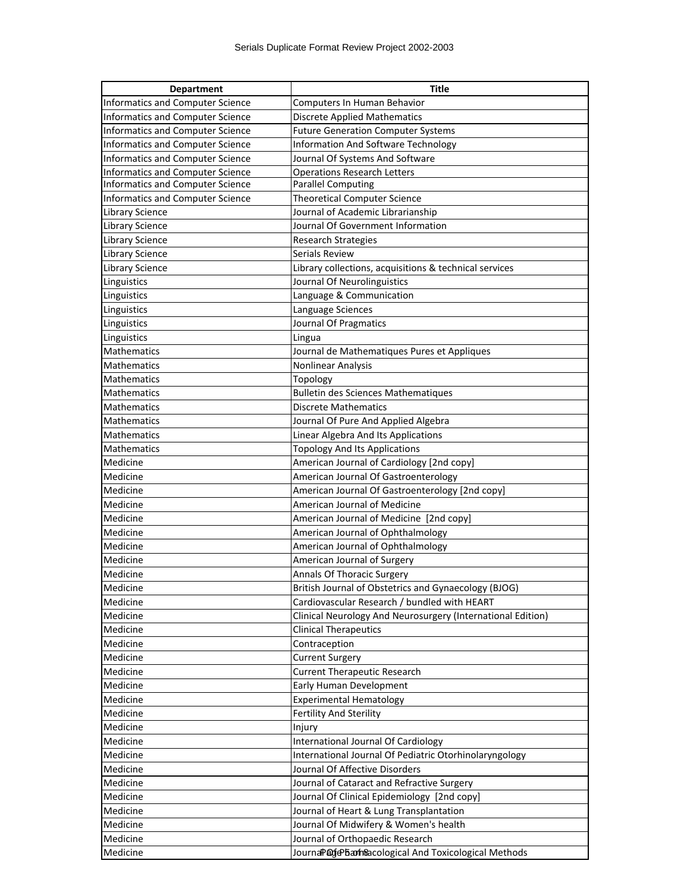| Department | Title |
| --- | --- |
| Informatics and Computer Science | Computers In Human Behavior |
| Informatics and Computer Science | Discrete Applied Mathematics |
| Informatics and Computer Science | Future Generation Computer Systems |
| Informatics and Computer Science | Information And Software Technology |
| Informatics and Computer Science | Journal Of Systems And Software |
| Informatics and Computer Science | Operations Research Letters |
| Informatics and Computer Science | Parallel Computing |
| Informatics and Computer Science | Theoretical Computer Science |
| Library Science | Journal of Academic Librarianship |
| Library Science | Journal Of Government Information |
| Library Science | Research Strategies |
| Library Science | Serials Review |
| Library Science | Library collections, acquisitions & technical services |
| Linguistics | Journal Of Neurolinguistics |
| Linguistics | Language & Communication |
| Linguistics | Language Sciences |
| Linguistics | Journal Of Pragmatics |
| Linguistics | Lingua |
| Mathematics | Journal de Mathematiques Pures et Appliques |
| Mathematics | Nonlinear Analysis |
| Mathematics | Topology |
| Mathematics | Bulletin des Sciences Mathematiques |
| Mathematics | Discrete Mathematics |
| Mathematics | Journal Of Pure And Applied Algebra |
| Mathematics | Linear Algebra And Its Applications |
| Mathematics | Topology And Its Applications |
| Medicine | American Journal of Cardiology [2nd copy] |
| Medicine | American Journal Of Gastroenterology |
| Medicine | American Journal Of Gastroenterology [2nd copy] |
| Medicine | American Journal of Medicine |
| Medicine | American Journal of Medicine [2nd copy] |
| Medicine | American Journal of Ophthalmology |
| Medicine | American Journal of Ophthalmology |
| Medicine | American Journal of Surgery |
| Medicine | Annals Of Thoracic Surgery |
| Medicine | British Journal of Obstetrics and Gynaecology (BJOG) |
| Medicine | Cardiovascular Research / bundled with HEART |
| Medicine | Clinical Neurology And Neurosurgery (International Edition) |
| Medicine | Clinical Therapeutics |
| Medicine | Contraception |
| Medicine | Current Surgery |
| Medicine | Current Therapeutic Research |
| Medicine | Early Human Development |
| Medicine | Experimental Hematology |
| Medicine | Fertility And Sterility |
| Medicine | Injury |
| Medicine | International Journal Of Cardiology |
| Medicine | International Journal Of Pediatric Otorhinolaryngology |
| Medicine | Journal Of Affective Disorders |
| Medicine | Journal of Cataract and Refractive Surgery |
| Medicine | Journal Of Clinical Epidemiology [2nd copy] |
| Medicine | Journal of Heart & Lung Transplantation |
| Medicine | Journal Of Midwifery & Women's health |
| Medicine | Journal of Orthopaedic Research |
| Medicine | Journal Of Pharmacological And Toxicological Methods |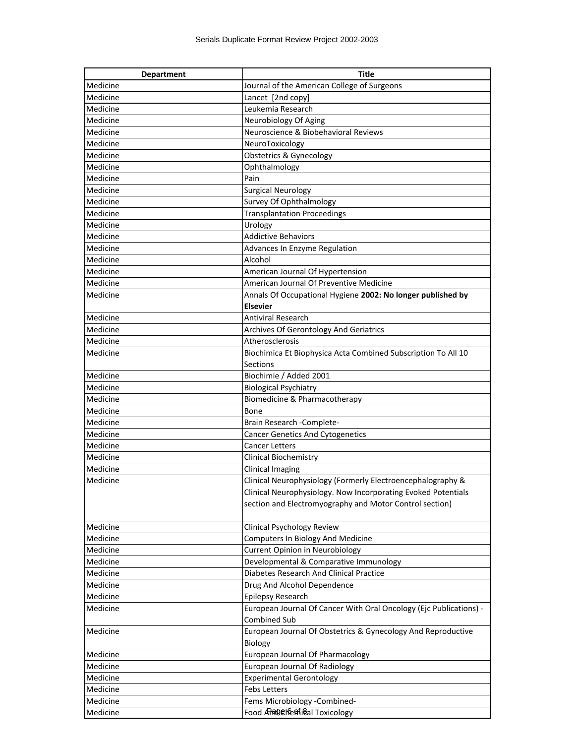| Department | Title |
|---|---|
| Medicine | Journal of the American College of Surgeons |
| Medicine | Lancet [2nd copy] |
| Medicine | Leukemia Research |
| Medicine | Neurobiology Of Aging |
| Medicine | Neuroscience & Biobehavioral Reviews |
| Medicine | NeuroToxicology |
| Medicine | Obstetrics & Gynecology |
| Medicine | Ophthalmology |
| Medicine | Pain |
| Medicine | Surgical Neurology |
| Medicine | Survey Of Ophthalmology |
| Medicine | Transplantation Proceedings |
| Medicine | Urology |
| Medicine | Addictive Behaviors |
| Medicine | Advances In Enzyme Regulation |
| Medicine | Alcohol |
| Medicine | American Journal Of Hypertension |
| Medicine | American Journal Of Preventive Medicine |
| Medicine | Annals Of Occupational Hygiene **2002: No longer published by Elsevier** |
| Medicine | Antiviral Research |
| Medicine | Archives Of Gerontology And Geriatrics |
| Medicine | Atherosclerosis |
| Medicine | Biochimica Et Biophysica Acta Combined Subscription To All 10 Sections |
| Medicine | Biochimie / Added 2001 |
| Medicine | Biological Psychiatry |
| Medicine | Biomedicine & Pharmacotherapy |
| Medicine | Bone |
| Medicine | Brain Research -Complete- |
| Medicine | Cancer Genetics And Cytogenetics |
| Medicine | Cancer Letters |
| Medicine | Clinical Biochemistry |
| Medicine | Clinical Imaging |
| Medicine | Clinical Neurophysiology (Formerly Electroencephalography & Clinical Neurophysiology. Now Incorporating Evoked Potentials section and Electromyography and Motor Control section) |
| Medicine | Clinical Psychology Review |
| Medicine | Computers In Biology And Medicine |
| Medicine | Current Opinion in Neurobiology |
| Medicine | Developmental & Comparative Immunology |
| Medicine | Diabetes Research And Clinical Practice |
| Medicine | Drug And Alcohol Dependence |
| Medicine | Epilepsy Research |
| Medicine | European Journal Of Cancer With Oral Oncology (Ejc Publications) - Combined Sub |
| Medicine | European Journal Of Obstetrics & Gynecology And Reproductive Biology |
| Medicine | European Journal Of Pharmacology |
| Medicine | European Journal Of Radiology |
| Medicine | Experimental Gerontology |
| Medicine | Febs Letters |
| Medicine | Fems Microbiology -Combined- |
| Medicine | Food And Chemical Toxicology |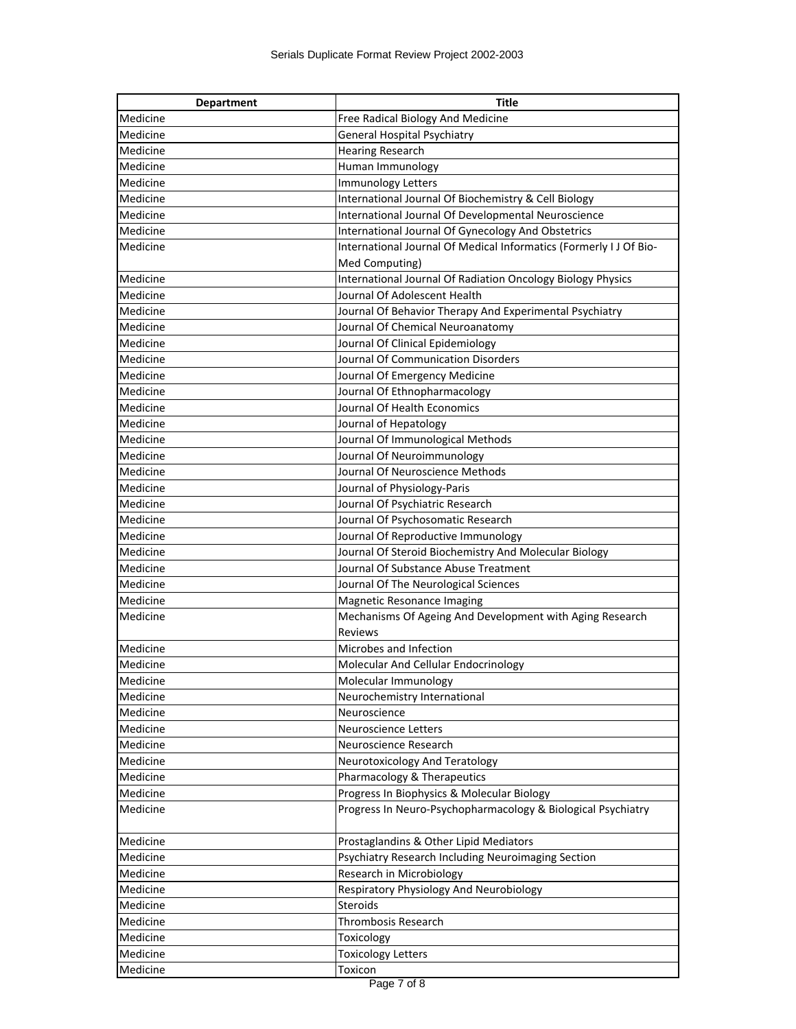| Department | Title |
|---|---|
| Medicine | Free Radical Biology And Medicine |
| Medicine | General Hospital Psychiatry |
| Medicine | Hearing Research |
| Medicine | Human Immunology |
| Medicine | Immunology Letters |
| Medicine | International Journal Of Biochemistry & Cell Biology |
| Medicine | International Journal Of Developmental Neuroscience |
| Medicine | International Journal Of Gynecology And Obstetrics |
| Medicine | International Journal Of Medical Informatics (Formerly I J Of Bio-Med Computing) |
| Medicine | International Journal Of Radiation Oncology Biology Physics |
| Medicine | Journal Of Adolescent Health |
| Medicine | Journal Of Behavior Therapy And Experimental Psychiatry |
| Medicine | Journal Of Chemical Neuroanatomy |
| Medicine | Journal Of Clinical Epidemiology |
| Medicine | Journal Of Communication Disorders |
| Medicine | Journal Of Emergency Medicine |
| Medicine | Journal Of Ethnopharmacology |
| Medicine | Journal Of Health Economics |
| Medicine | Journal of Hepatology |
| Medicine | Journal Of Immunological Methods |
| Medicine | Journal Of Neuroimmunology |
| Medicine | Journal Of Neuroscience Methods |
| Medicine | Journal of Physiology-Paris |
| Medicine | Journal Of Psychiatric Research |
| Medicine | Journal Of Psychosomatic Research |
| Medicine | Journal Of Reproductive Immunology |
| Medicine | Journal Of Steroid Biochemistry And Molecular Biology |
| Medicine | Journal Of Substance Abuse Treatment |
| Medicine | Journal Of The Neurological Sciences |
| Medicine | Magnetic Resonance Imaging |
| Medicine | Mechanisms Of Ageing And Development with Aging Research Reviews |
| Medicine | Microbes and Infection |
| Medicine | Molecular And Cellular Endocrinology |
| Medicine | Molecular Immunology |
| Medicine | Neurochemistry International |
| Medicine | Neuroscience |
| Medicine | Neuroscience Letters |
| Medicine | Neuroscience Research |
| Medicine | Neurotoxicology And Teratology |
| Medicine | Pharmacology & Therapeutics |
| Medicine | Progress In Biophysics & Molecular Biology |
| Medicine | Progress In Neuro-Psychopharmacology & Biological Psychiatry |
| Medicine | Prostaglandins & Other Lipid Mediators |
| Medicine | Psychiatry Research Including Neuroimaging Section |
| Medicine | Research in Microbiology |
| Medicine | Respiratory Physiology And Neurobiology |
| Medicine | Steroids |
| Medicine | Thrombosis Research |
| Medicine | Toxicology |
| Medicine | Toxicology Letters |
| Medicine | Toxicon |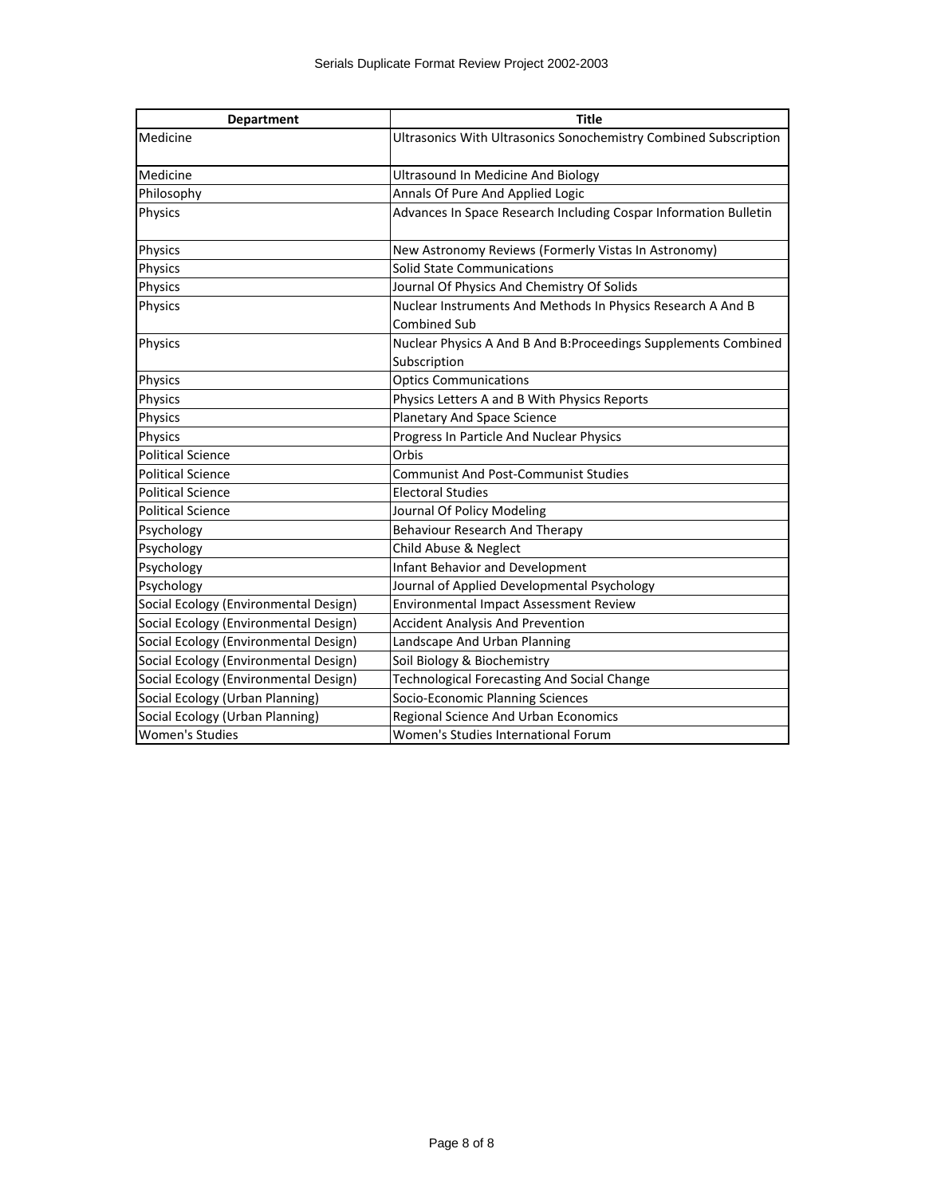| Department | Title |
| --- | --- |
| Medicine | Ultrasonics With Ultrasonics Sonochemistry Combined Subscription |
| Medicine | Ultrasound In Medicine And Biology |
| Philosophy | Annals Of Pure And Applied Logic |
| Physics | Advances In Space Research Including Cospar Information Bulletin |
| Physics | New Astronomy Reviews (Formerly Vistas In Astronomy) |
| Physics | Solid State Communications |
| Physics | Journal Of Physics And Chemistry Of Solids |
| Physics | Nuclear Instruments And Methods In Physics Research A And B Combined Sub |
| Physics | Nuclear Physics A And B And B:Proceedings Supplements Combined Subscription |
| Physics | Optics Communications |
| Physics | Physics Letters A and B With Physics Reports |
| Physics | Planetary And Space Science |
| Physics | Progress In Particle And Nuclear Physics |
| Political Science | Orbis |
| Political Science | Communist And Post-Communist Studies |
| Political Science | Electoral Studies |
| Political Science | Journal Of Policy Modeling |
| Psychology | Behaviour Research And Therapy |
| Psychology | Child Abuse & Neglect |
| Psychology | Infant Behavior and Development |
| Psychology | Journal of Applied Developmental Psychology |
| Social Ecology (Environmental Design) | Environmental Impact Assessment Review |
| Social Ecology (Environmental Design) | Accident Analysis And Prevention |
| Social Ecology (Environmental Design) | Landscape And Urban Planning |
| Social Ecology (Environmental Design) | Soil Biology & Biochemistry |
| Social Ecology (Environmental Design) | Technological Forecasting And Social Change |
| Social Ecology (Urban Planning) | Socio-Economic Planning Sciences |
| Social Ecology (Urban Planning) | Regional Science And Urban Economics |
| Women's Studies | Women's Studies International Forum |